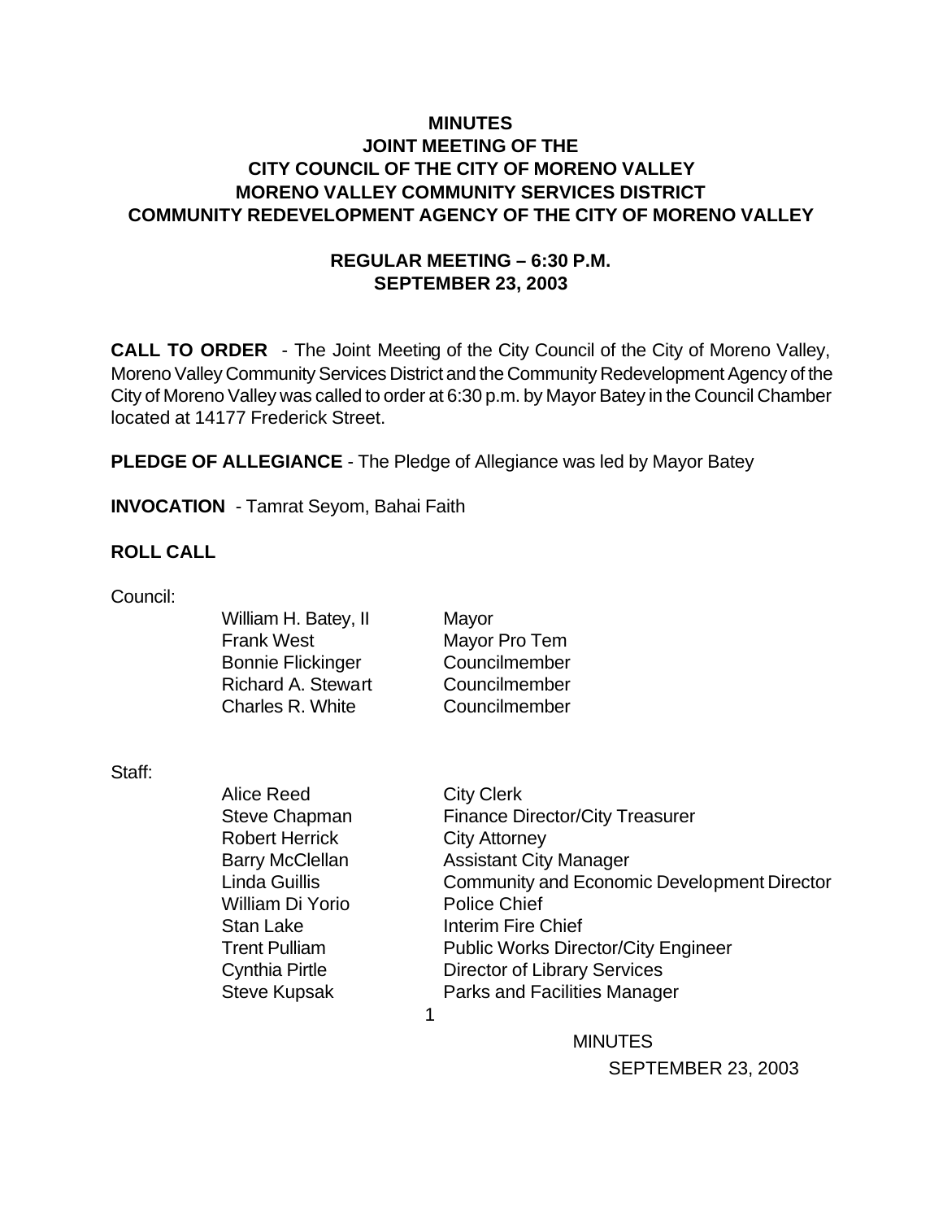# MINUTES
## JOINT MEETING OF THE CITY COUNCIL OF THE CITY OF MORENO VALLEY MORENO VALLEY COMMUNITY SERVICES DISTRICT COMMUNITY REDEVELOPMENT AGENCY OF THE CITY OF MORENO VALLEY

### REGULAR MEETING – 6:30 P.M. SEPTEMBER 23, 2003

**CALL TO ORDER** - The Joint Meeting of the City Council of the City of Moreno Valley, Moreno Valley Community Services District and the Community Redevelopment Agency of the City of Moreno Valley was called to order at 6:30 p.m. by Mayor Batey in the Council Chamber located at 14177 Frederick Street.

**PLEDGE OF ALLEGIANCE** - The Pledge of Allegiance was led by Mayor Batey

**INVOCATION** - Tamrat Seyom, Bahai Faith

**ROLL CALL**

Council:

| | |
|---|---|
| William H. Batey, II | Mayor |
| Frank West | Mayor Pro Tem |
| Bonnie Flickinger | Councilmember |
| Richard A. Stewart | Councilmember |
| Charles R. White | Councilmember |

Staff:

| | |
|---|---|
| Alice Reed | City Clerk |
| Steve Chapman | Finance Director/City Treasurer |
| Robert Herrick | City Attorney |
| Barry McClellan | Assistant City Manager |
| Linda Guillis | Community and Economic Development Director |
| William Di Yorio | Police Chief |
| Stan Lake | Interim Fire Chief |
| Trent Pulliam | Public Works Director/City Engineer |
| Cynthia Pirtle | Director of Library Services |
| Steve Kupsak | Parks and Facilities Manager |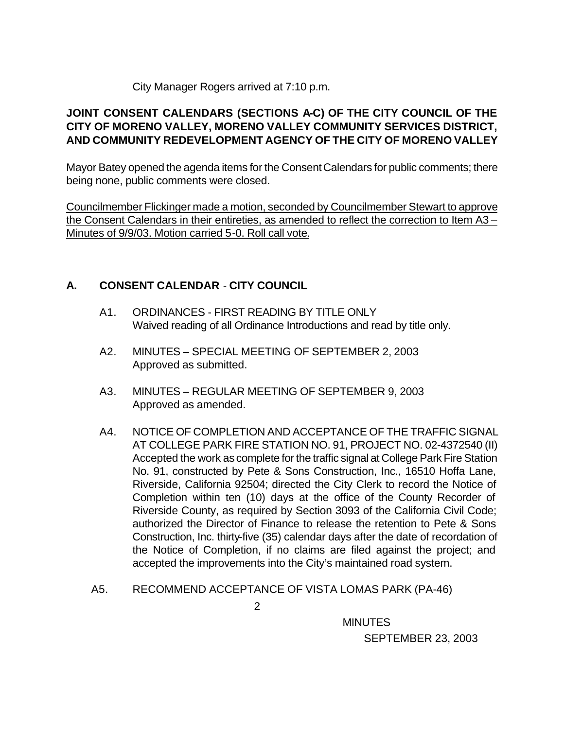City Manager Rogers arrived at 7:10 p.m.

**JOINT CONSENT CALENDARS (SECTIONS A-C) OF THE CITY COUNCIL OF THE CITY OF MORENO VALLEY, MORENO VALLEY COMMUNITY SERVICES DISTRICT, AND COMMUNITY REDEVELOPMENT AGENCY OF THE CITY OF MORENO VALLEY**

Mayor Batey opened the agenda items for the Consent Calendars for public comments; there being none, public comments were closed.

Councilmember Flickinger made a motion, seconded by Councilmember Stewart to approve the Consent Calendars in their entireties, as amended to reflect the correction to Item A3 – Minutes of 9/9/03. Motion carried 5-0. Roll call vote.

## A. CONSENT CALENDAR - CITY COUNCIL

A1. ORDINANCES - FIRST READING BY TITLE ONLY
Waived reading of all Ordinance Introductions and read by title only.

A2. MINUTES – SPECIAL MEETING OF SEPTEMBER 2, 2003
Approved as submitted.

A3. MINUTES – REGULAR MEETING OF SEPTEMBER 9, 2003
Approved as amended.

A4. NOTICE OF COMPLETION AND ACCEPTANCE OF THE TRAFFIC SIGNAL AT COLLEGE PARK FIRE STATION NO. 91, PROJECT NO. 02-4372540 (II)
Accepted the work as complete for the traffic signal at College Park Fire Station No. 91, constructed by Pete & Sons Construction, Inc., 16510 Hoffa Lane, Riverside, California 92504; directed the City Clerk to record the Notice of Completion within ten (10) days at the office of the County Recorder of Riverside County, as required by Section 3093 of the California Civil Code; authorized the Director of Finance to release the retention to Pete & Sons Construction, Inc. thirty-five (35) calendar days after the date of recordation of the Notice of Completion, if no claims are filed against the project; and accepted the improvements into the City's maintained road system.

A5. RECOMMEND ACCEPTANCE OF VISTA LOMAS PARK (PA-46)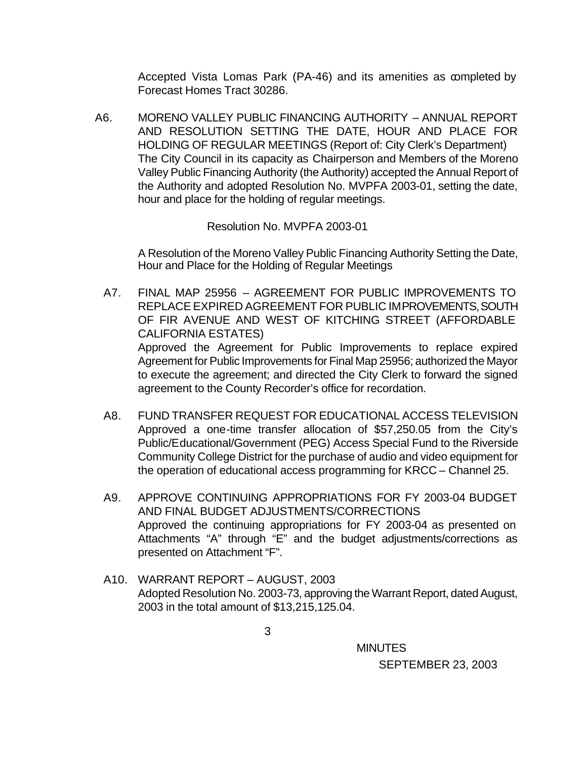Accepted Vista Lomas Park (PA-46) and its amenities as completed by Forecast Homes Tract 30286.

A6. MORENO VALLEY PUBLIC FINANCING AUTHORITY – ANNUAL REPORT AND RESOLUTION SETTING THE DATE, HOUR AND PLACE FOR HOLDING OF REGULAR MEETINGS (Report of: City Clerk's Department)
The City Council in its capacity as Chairperson and Members of the Moreno Valley Public Financing Authority (the Authority) accepted the Annual Report of the Authority and adopted Resolution No. MVPFA 2003-01, setting the date, hour and place for the holding of regular meetings.

Resolution No. MVPFA 2003-01

A Resolution of the Moreno Valley Public Financing Authority Setting the Date, Hour and Place for the Holding of Regular Meetings

A7. FINAL MAP 25956 – AGREEMENT FOR PUBLIC IMPROVEMENTS TO REPLACE EXPIRED AGREEMENT FOR PUBLIC IMPROVEMENTS, SOUTH OF FIR AVENUE AND WEST OF KITCHING STREET (AFFORDABLE CALIFORNIA ESTATES)
Approved the Agreement for Public Improvements to replace expired Agreement for Public Improvements for Final Map 25956; authorized the Mayor to execute the agreement; and directed the City Clerk to forward the signed agreement to the County Recorder's office for recordation.

A8. FUND TRANSFER REQUEST FOR EDUCATIONAL ACCESS TELEVISION
Approved a one-time transfer allocation of $57,250.05 from the City's Public/Educational/Government (PEG) Access Special Fund to the Riverside Community College District for the purchase of audio and video equipment for the operation of educational access programming for KRCC – Channel 25.

A9. APPROVE CONTINUING APPROPRIATIONS FOR FY 2003-04 BUDGET AND FINAL BUDGET ADJUSTMENTS/CORRECTIONS
Approved the continuing appropriations for FY 2003-04 as presented on Attachments "A" through "E" and the budget adjustments/corrections as presented on Attachment "F".

A10. WARRANT REPORT – AUGUST, 2003
Adopted Resolution No. 2003-73, approving the Warrant Report, dated August, 2003 in the total amount of $13,215,125.04.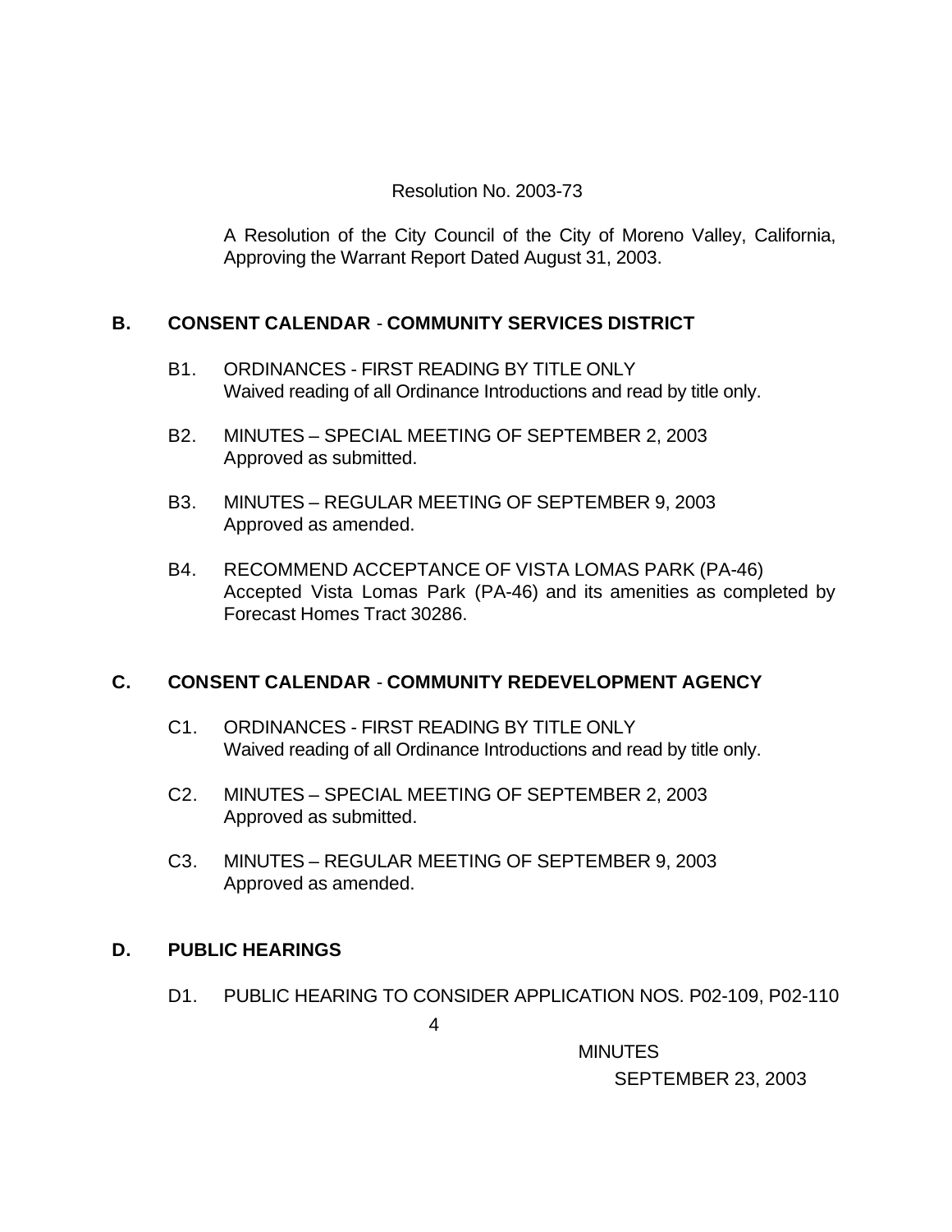Resolution No. 2003-73

A Resolution of the City Council of the City of Moreno Valley, California, Approving the Warrant Report Dated August 31, 2003.

## B. CONSENT CALENDAR - COMMUNITY SERVICES DISTRICT

B1. ORDINANCES - FIRST READING BY TITLE ONLY
Waived reading of all Ordinance Introductions and read by title only.

B2. MINUTES – SPECIAL MEETING OF SEPTEMBER 2, 2003
Approved as submitted.

B3. MINUTES – REGULAR MEETING OF SEPTEMBER 9, 2003
Approved as amended.

B4. RECOMMEND ACCEPTANCE OF VISTA LOMAS PARK (PA-46)
Accepted Vista Lomas Park (PA-46) and its amenities as completed by Forecast Homes Tract 30286.

## C. CONSENT CALENDAR - COMMUNITY REDEVELOPMENT AGENCY

C1. ORDINANCES - FIRST READING BY TITLE ONLY
Waived reading of all Ordinance Introductions and read by title only.

C2. MINUTES – SPECIAL MEETING OF SEPTEMBER 2, 2003
Approved as submitted.

C3. MINUTES – REGULAR MEETING OF SEPTEMBER 9, 2003
Approved as amended.

## D. PUBLIC HEARINGS

D1. PUBLIC HEARING TO CONSIDER APPLICATION NOS. P02-109, P02-110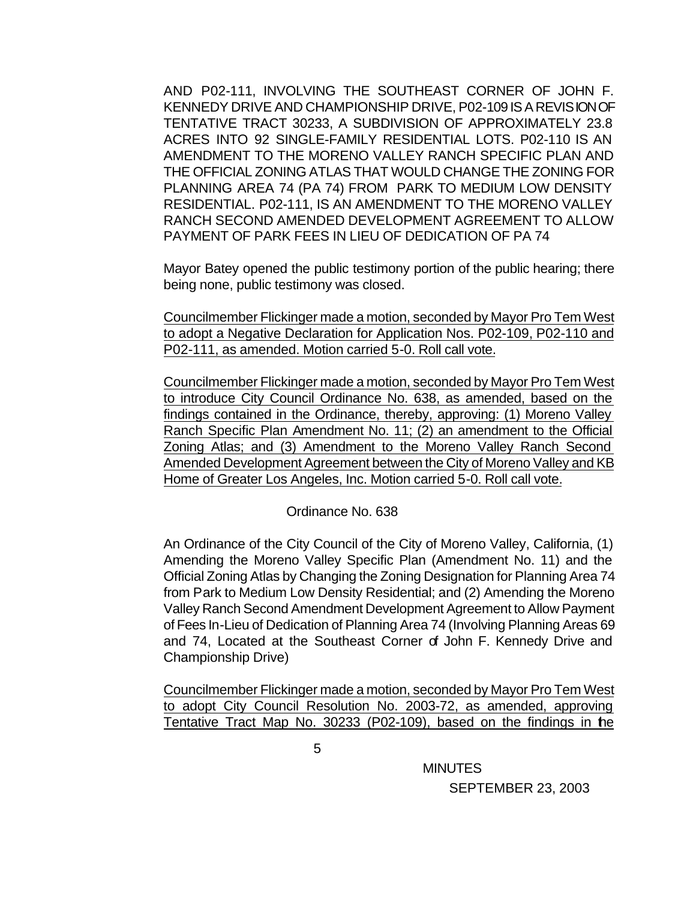AND P02-111, INVOLVING THE SOUTHEAST CORNER OF JOHN F. KENNEDY DRIVE AND CHAMPIONSHIP DRIVE, P02-109 IS A REVISION OF TENTATIVE TRACT 30233, A SUBDIVISION OF APPROXIMATELY 23.8 ACRES INTO 92 SINGLE-FAMILY RESIDENTIAL LOTS. P02-110 IS AN AMENDMENT TO THE MORENO VALLEY RANCH SPECIFIC PLAN AND THE OFFICIAL ZONING ATLAS THAT WOULD CHANGE THE ZONING FOR PLANNING AREA 74 (PA 74) FROM PARK TO MEDIUM LOW DENSITY RESIDENTIAL. P02-111, IS AN AMENDMENT TO THE MORENO VALLEY RANCH SECOND AMENDED DEVELOPMENT AGREEMENT TO ALLOW PAYMENT OF PARK FEES IN LIEU OF DEDICATION OF PA 74

Mayor Batey opened the public testimony portion of the public hearing; there being none, public testimony was closed.

Councilmember Flickinger made a motion, seconded by Mayor Pro Tem West to adopt a Negative Declaration for Application Nos. P02-109, P02-110 and P02-111, as amended. Motion carried 5-0. Roll call vote.

Councilmember Flickinger made a motion, seconded by Mayor Pro Tem West to introduce City Council Ordinance No. 638, as amended, based on the findings contained in the Ordinance, thereby, approving: (1) Moreno Valley Ranch Specific Plan Amendment No. 11; (2) an amendment to the Official Zoning Atlas; and (3) Amendment to the Moreno Valley Ranch Second Amended Development Agreement between the City of Moreno Valley and KB Home of Greater Los Angeles, Inc. Motion carried 5-0. Roll call vote.

Ordinance No. 638

An Ordinance of the City Council of the City of Moreno Valley, California, (1) Amending the Moreno Valley Specific Plan (Amendment No. 11) and the Official Zoning Atlas by Changing the Zoning Designation for Planning Area 74 from Park to Medium Low Density Residential; and (2) Amending the Moreno Valley Ranch Second Amendment Development Agreement to Allow Payment of Fees In-Lieu of Dedication of Planning Area 74 (Involving Planning Areas 69 and 74, Located at the Southeast Corner of John F. Kennedy Drive and Championship Drive)

Councilmember Flickinger made a motion, seconded by Mayor Pro Tem West to adopt City Council Resolution No. 2003-72, as amended, approving Tentative Tract Map No. 30233 (P02-109), based on the findings in the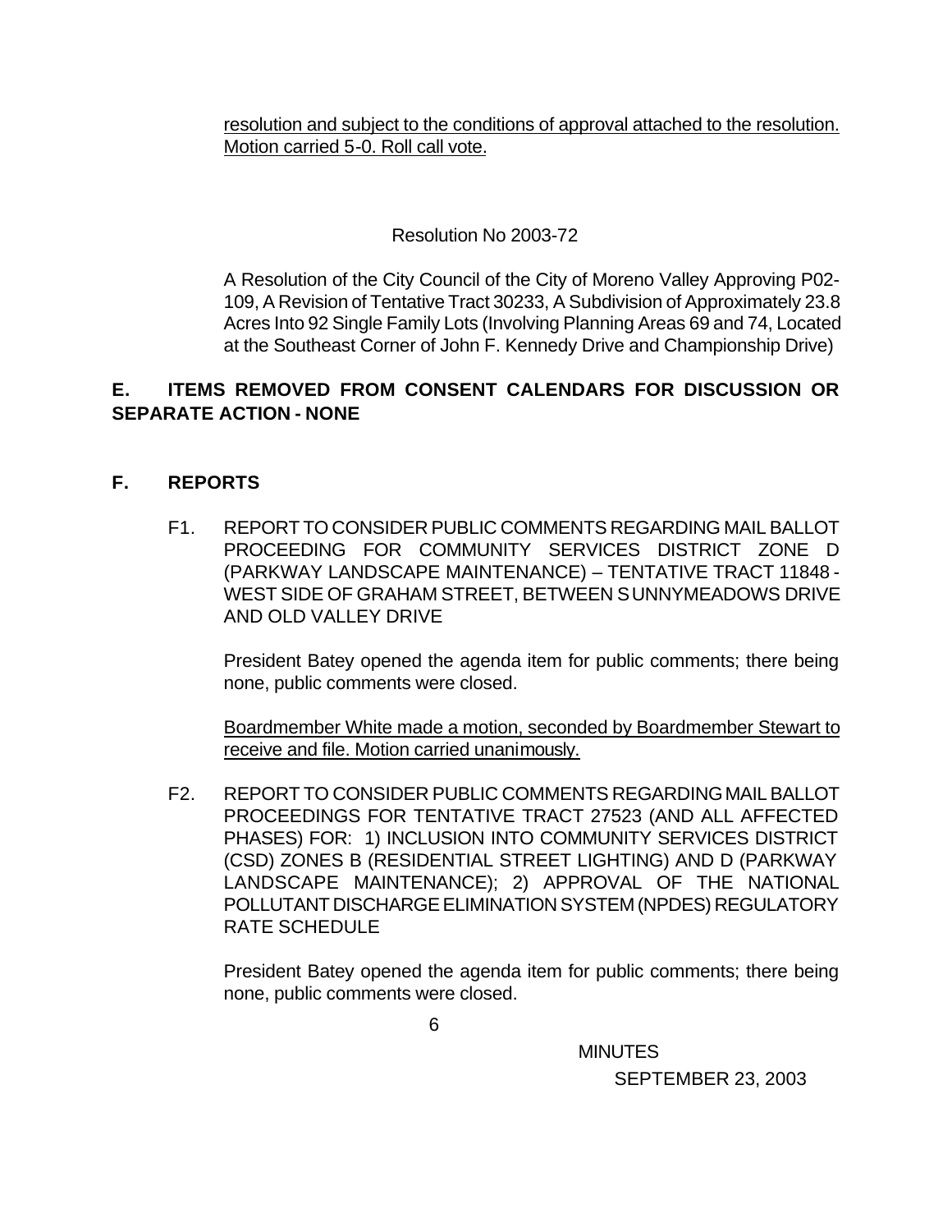resolution and subject to the conditions of approval attached to the resolution. Motion carried 5-0. Roll call vote.

Resolution No 2003-72

A Resolution of the City Council of the City of Moreno Valley Approving P02-109, A Revision of Tentative Tract 30233, A Subdivision of Approximately 23.8 Acres Into 92 Single Family Lots (Involving Planning Areas 69 and 74, Located at the Southeast Corner of John F. Kennedy Drive and Championship Drive)

**E. ITEMS REMOVED FROM CONSENT CALENDARS FOR DISCUSSION OR SEPARATE ACTION - NONE**

**F. REPORTS**

F1. REPORT TO CONSIDER PUBLIC COMMENTS REGARDING MAIL BALLOT PROCEEDING FOR COMMUNITY SERVICES DISTRICT ZONE D (PARKWAY LANDSCAPE MAINTENANCE) – TENTATIVE TRACT 11848 - WEST SIDE OF GRAHAM STREET, BETWEEN SUNNYMEADOWS DRIVE AND OLD VALLEY DRIVE

President Batey opened the agenda item for public comments; there being none, public comments were closed.

Boardmember White made a motion, seconded by Boardmember Stewart to receive and file. Motion carried unanimously.

F2. REPORT TO CONSIDER PUBLIC COMMENTS REGARDING MAIL BALLOT PROCEEDINGS FOR TENTATIVE TRACT 27523 (AND ALL AFFECTED PHASES) FOR: 1) INCLUSION INTO COMMUNITY SERVICES DISTRICT (CSD) ZONES B (RESIDENTIAL STREET LIGHTING) AND D (PARKWAY LANDSCAPE MAINTENANCE); 2) APPROVAL OF THE NATIONAL POLLUTANT DISCHARGE ELIMINATION SYSTEM (NPDES) REGULATORY RATE SCHEDULE

President Batey opened the agenda item for public comments; there being none, public comments were closed.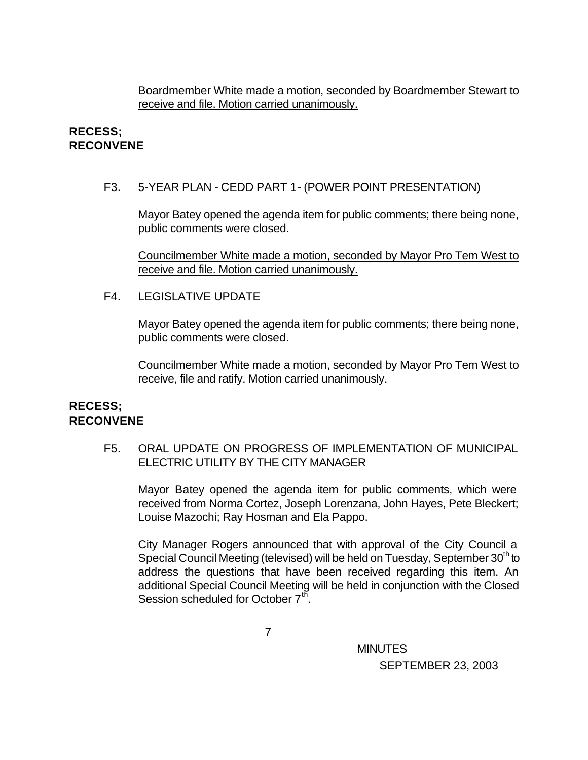Boardmember White made a motion, seconded by Boardmember Stewart to receive and file. Motion carried unanimously.

**RECESS; RECONVENE**

F3. 5-YEAR PLAN - CEDD PART 1- (POWER POINT PRESENTATION)

Mayor Batey opened the agenda item for public comments; there being none, public comments were closed.

Councilmember White made a motion, seconded by Mayor Pro Tem West to receive and file. Motion carried unanimously.

F4. LEGISLATIVE UPDATE

Mayor Batey opened the agenda item for public comments; there being none, public comments were closed.

Councilmember White made a motion, seconded by Mayor Pro Tem West to receive, file and ratify. Motion carried unanimously.

**RECESS; RECONVENE**

F5. ORAL UPDATE ON PROGRESS OF IMPLEMENTATION OF MUNICIPAL ELECTRIC UTILITY BY THE CITY MANAGER

Mayor Batey opened the agenda item for public comments, which were received from Norma Cortez, Joseph Lorenzana, John Hayes, Pete Bleckert; Louise Mazochi; Ray Hosman and Ela Pappo.

City Manager Rogers announced that with approval of the City Council a Special Council Meeting (televised) will be held on Tuesday, September 30th to address the questions that have been received regarding this item. An additional Special Council Meeting will be held in conjunction with the Closed Session scheduled for October 7th.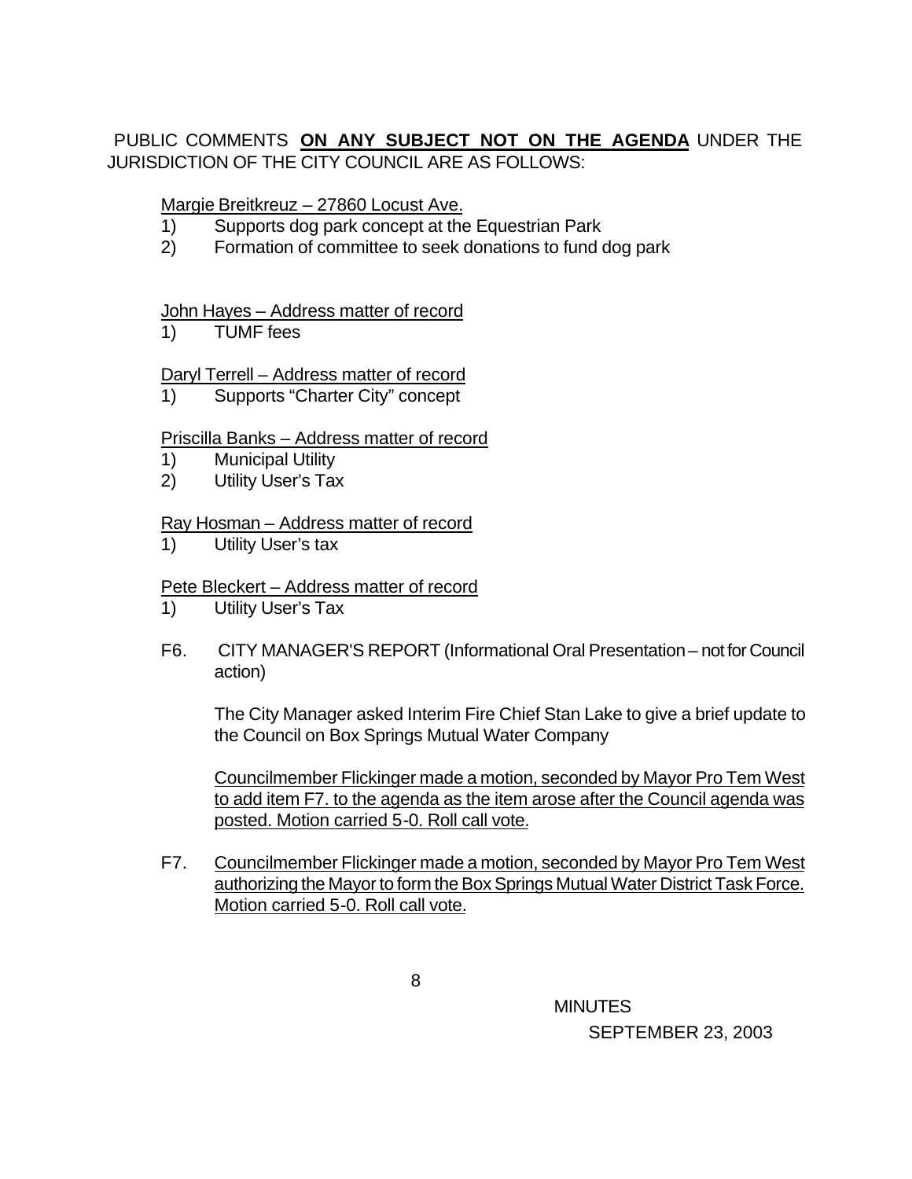PUBLIC COMMENTS **ON ANY SUBJECT NOT ON THE AGENDA** UNDER THE JURISDICTION OF THE CITY COUNCIL ARE AS FOLLOWS:

Margie Breitkreuz – 27860 Locust Ave.

1) Supports dog park concept at the Equestrian Park
2) Formation of committee to seek donations to fund dog park

John Hayes – Address matter of record

1) TUMF fees

Daryl Terrell – Address matter of record

1) Supports "Charter City" concept

Priscilla Banks – Address matter of record

1) Municipal Utility
2) Utility User's Tax

Ray Hosman – Address matter of record

1) Utility User's tax

Pete Bleckert – Address matter of record

1) Utility User's Tax

F6. CITY MANAGER'S REPORT (Informational Oral Presentation – not for Council action)

The City Manager asked Interim Fire Chief Stan Lake to give a brief update to the Council on Box Springs Mutual Water Company

Councilmember Flickinger made a motion, seconded by Mayor Pro Tem West to add item F7. to the agenda as the item arose after the Council agenda was posted. Motion carried 5-0. Roll call vote.

F7. Councilmember Flickinger made a motion, seconded by Mayor Pro Tem West authorizing the Mayor to form the Box Springs Mutual Water District Task Force. Motion carried 5-0. Roll call vote.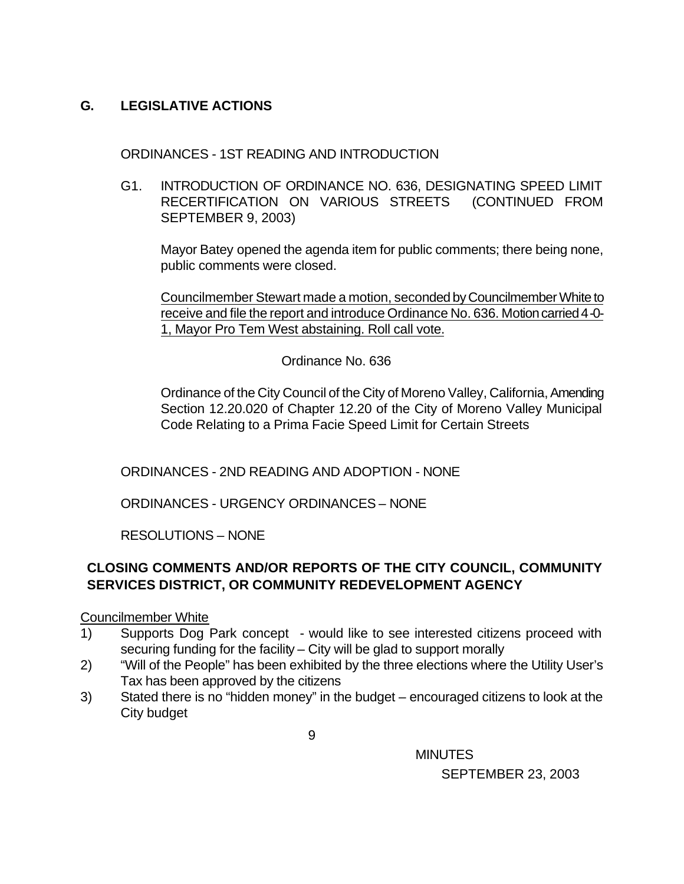## G. LEGISLATIVE ACTIONS

ORDINANCES - 1ST READING AND INTRODUCTION

G1. INTRODUCTION OF ORDINANCE NO. 636, DESIGNATING SPEED LIMIT RECERTIFICATION ON VARIOUS STREETS (CONTINUED FROM SEPTEMBER 9, 2003)

Mayor Batey opened the agenda item for public comments; there being none, public comments were closed.

Councilmember Stewart made a motion, seconded by Councilmember White to receive and file the report and introduce Ordinance No. 636. Motion carried 4-0-1, Mayor Pro Tem West abstaining. Roll call vote.

Ordinance No. 636

Ordinance of the City Council of the City of Moreno Valley, California, Amending Section 12.20.020 of Chapter 12.20 of the City of Moreno Valley Municipal Code Relating to a Prima Facie Speed Limit for Certain Streets

ORDINANCES - 2ND READING AND ADOPTION - NONE

ORDINANCES - URGENCY ORDINANCES – NONE

RESOLUTIONS – NONE

## CLOSING COMMENTS AND/OR REPORTS OF THE CITY COUNCIL, COMMUNITY SERVICES DISTRICT, OR COMMUNITY REDEVELOPMENT AGENCY

Councilmember White

1) Supports Dog Park concept - would like to see interested citizens proceed with securing funding for the facility – City will be glad to support morally
2) "Will of the People" has been exhibited by the three elections where the Utility User's Tax has been approved by the citizens
3) Stated there is no "hidden money" in the budget – encouraged citizens to look at the City budget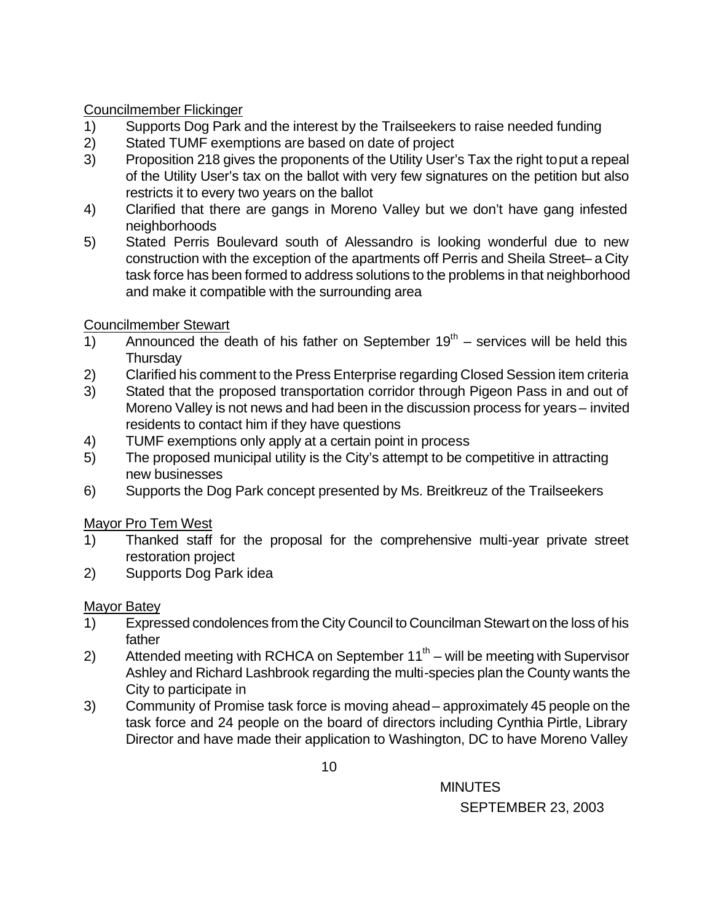Councilmember Flickinger

1) Supports Dog Park and the interest by the Trailseekers to raise needed funding
2) Stated TUMF exemptions are based on date of project
3) Proposition 218 gives the proponents of the Utility User's Tax the right to put a repeal of the Utility User's tax on the ballot with very few signatures on the petition but also restricts it to every two years on the ballot
4) Clarified that there are gangs in Moreno Valley but we don't have gang infested neighborhoods
5) Stated Perris Boulevard south of Alessandro is looking wonderful due to new construction with the exception of the apartments off Perris and Sheila Street– a City task force has been formed to address solutions to the problems in that neighborhood and make it compatible with the surrounding area

Councilmember Stewart

1) Announced the death of his father on September 19th – services will be held this Thursday
2) Clarified his comment to the Press Enterprise regarding Closed Session item criteria
3) Stated that the proposed transportation corridor through Pigeon Pass in and out of Moreno Valley is not news and had been in the discussion process for years – invited residents to contact him if they have questions
4) TUMF exemptions only apply at a certain point in process
5) The proposed municipal utility is the City's attempt to be competitive in attracting new businesses
6) Supports the Dog Park concept presented by Ms. Breitkreuz of the Trailseekers

Mayor Pro Tem West

1) Thanked staff for the proposal for the comprehensive multi-year private street restoration project
2) Supports Dog Park idea

Mayor Batey

1) Expressed condolences from the City Council to Councilman Stewart on the loss of his father
2) Attended meeting with RCHCA on September 11th – will be meeting with Supervisor Ashley and Richard Lashbrook regarding the multi-species plan the County wants the City to participate in
3) Community of Promise task force is moving ahead – approximately 45 people on the task force and 24 people on the board of directors including Cynthia Pirtle, Library Director and have made their application to Washington, DC to have Moreno Valley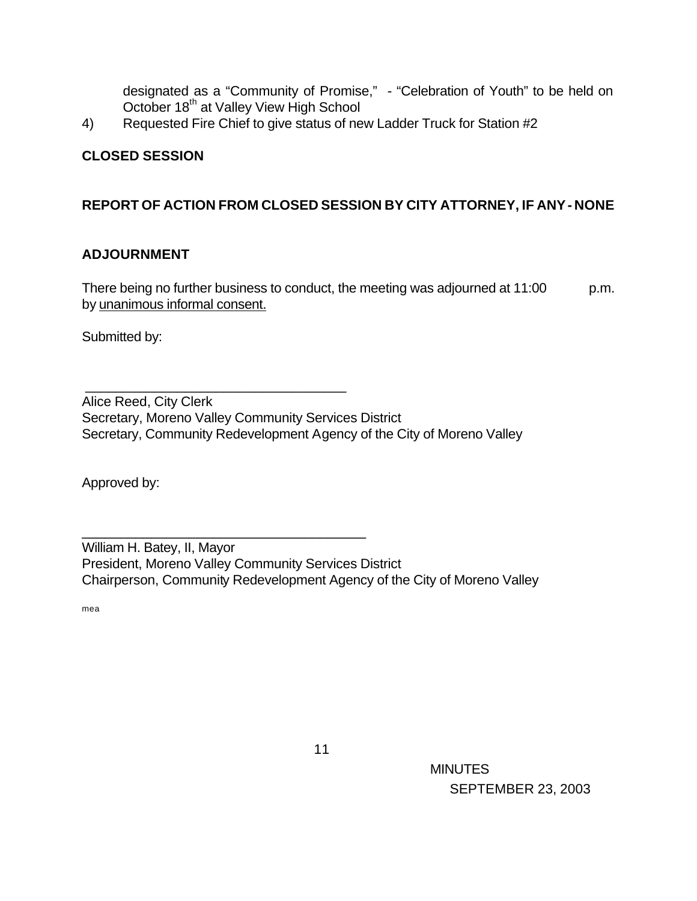designated as a "Community of Promise," - "Celebration of Youth" to be held on October 18th at Valley View High School

4) Requested Fire Chief to give status of new Ladder Truck for Station #2

**CLOSED SESSION**

**REPORT OF ACTION FROM CLOSED SESSION BY CITY ATTORNEY, IF ANY - NONE**

**ADJOURNMENT**

There being no further business to conduct, the meeting was adjourned at 11:00 p.m. by unanimous informal consent.

Submitted by:

\_\_\_\_\_\_\_\_\_\_\_\_\_\_\_\_\_\_\_\_\_\_\_\_\_\_\_\_\_\_\_\_\_\_\_\_

Alice Reed, City Clerk
Secretary, Moreno Valley Community Services District
Secretary, Community Redevelopment Agency of the City of Moreno Valley

Approved by:

\_\_\_\_\_\_\_\_\_\_\_\_\_\_\_\_\_\_\_\_\_\_\_\_\_\_\_\_\_\_\_\_\_\_\_\_\_\_

William H. Batey, II, Mayor
President, Moreno Valley Community Services District
Chairperson, Community Redevelopment Agency of the City of Moreno Valley

mea